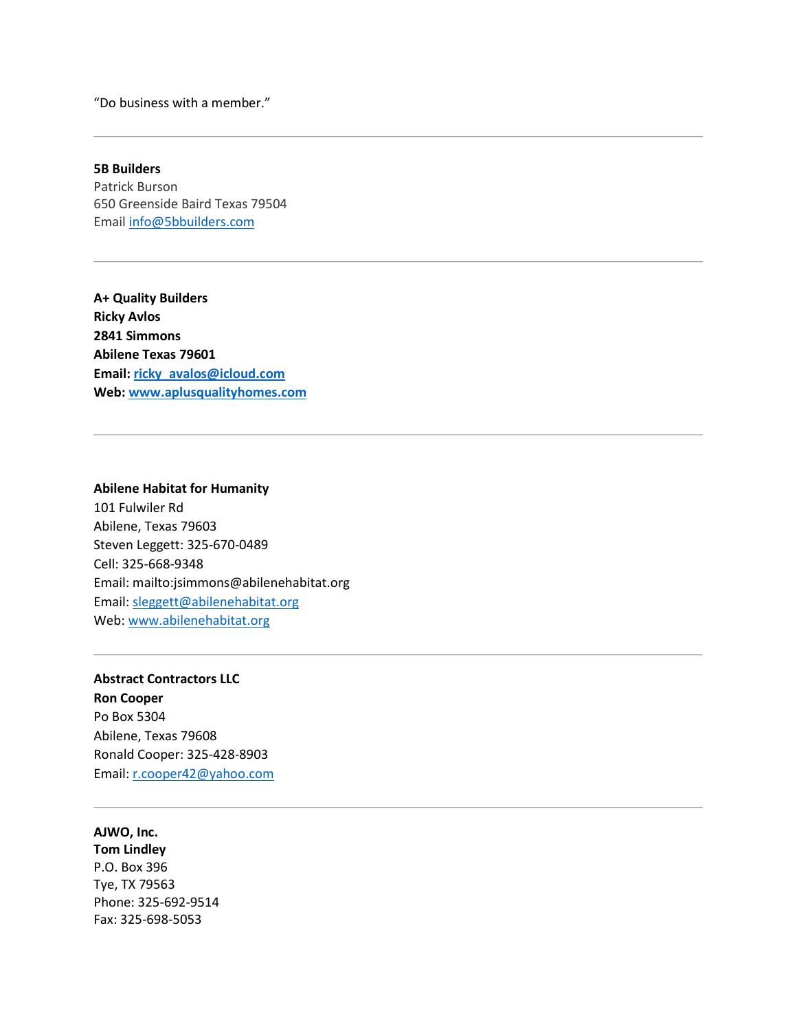"Do business with a member."

---

**5B Builders**
Patrick Burson
650 Greenside Baird Texas 79504
Email info@5bbuilders.com

---

**A+ Quality Builders**
**Ricky Avlos**
**2841 Simmons**
**Abilene Texas 79601**
**Email: ricky_avalos@icloud.com**
**Web: www.aplusqualityhomes.com**

---

**Abilene Habitat for Humanity**
101 Fulwiler Rd
Abilene, Texas 79603
Steven Leggett: 325-670-0489
Cell: 325-668-9348
Email: mailto:jsimmons@abilenehabitat.org
Email: sleggett@abilenehabitat.org
Web: www.abilenehabitat.org

---

**Abstract Contractors LLC**
**Ron Cooper**
Po Box 5304
Abilene, Texas 79608
Ronald Cooper: 325-428-8903
Email: r.cooper42@yahoo.com

---

**AJWO, Inc.**
**Tom Lindley**
P.O. Box 396
Tye, TX 79563
Phone: 325-692-9514
Fax: 325-698-5053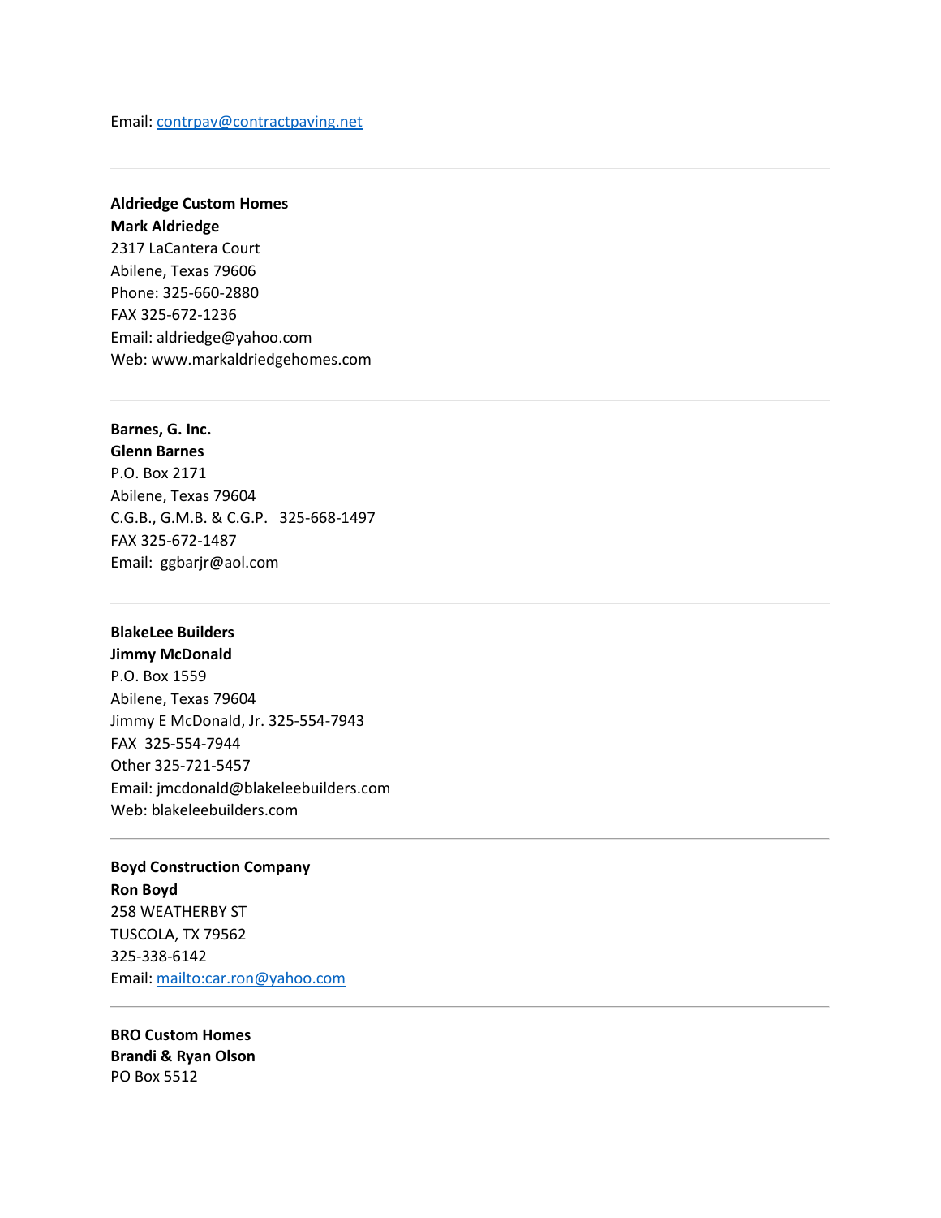Email: [contrpav@contractpaving.net](mailto:contrpav@contractpaving.net)

---

**Aldriedge Custom Homes**
**Mark Aldriedge**
2317 LaCantera Court
Abilene, Texas 79606
Phone: 325-660-2880
FAX 325-672-1236
Email: aldriedge@yahoo.com
Web: www.markaldriedgehomes.com

---

**Barnes, G. Inc.**
**Glenn Barnes**
P.O. Box 2171
Abilene, Texas 79604
C.G.B., G.M.B. & C.G.P. 325-668-1497
FAX 325-672-1487
Email: ggbarjr@aol.com

---

**BlakeLee Builders**
**Jimmy McDonald**
P.O. Box 1559
Abilene, Texas 79604
Jimmy E McDonald, Jr. 325-554-7943
FAX 325-554-7944
Other 325-721-5457
Email: jmcdonald@blakeleebuilders.com
Web: blakeleebuilders.com

---

**Boyd Construction Company**
**Ron Boyd**
258 WEATHERBY ST
TUSCOLA, TX 79562
325-338-6142
Email: [mailto:car.ron@yahoo.com](mailto:car.ron@yahoo.com)

---

**BRO Custom Homes**
**Brandi & Ryan Olson**
PO Box 5512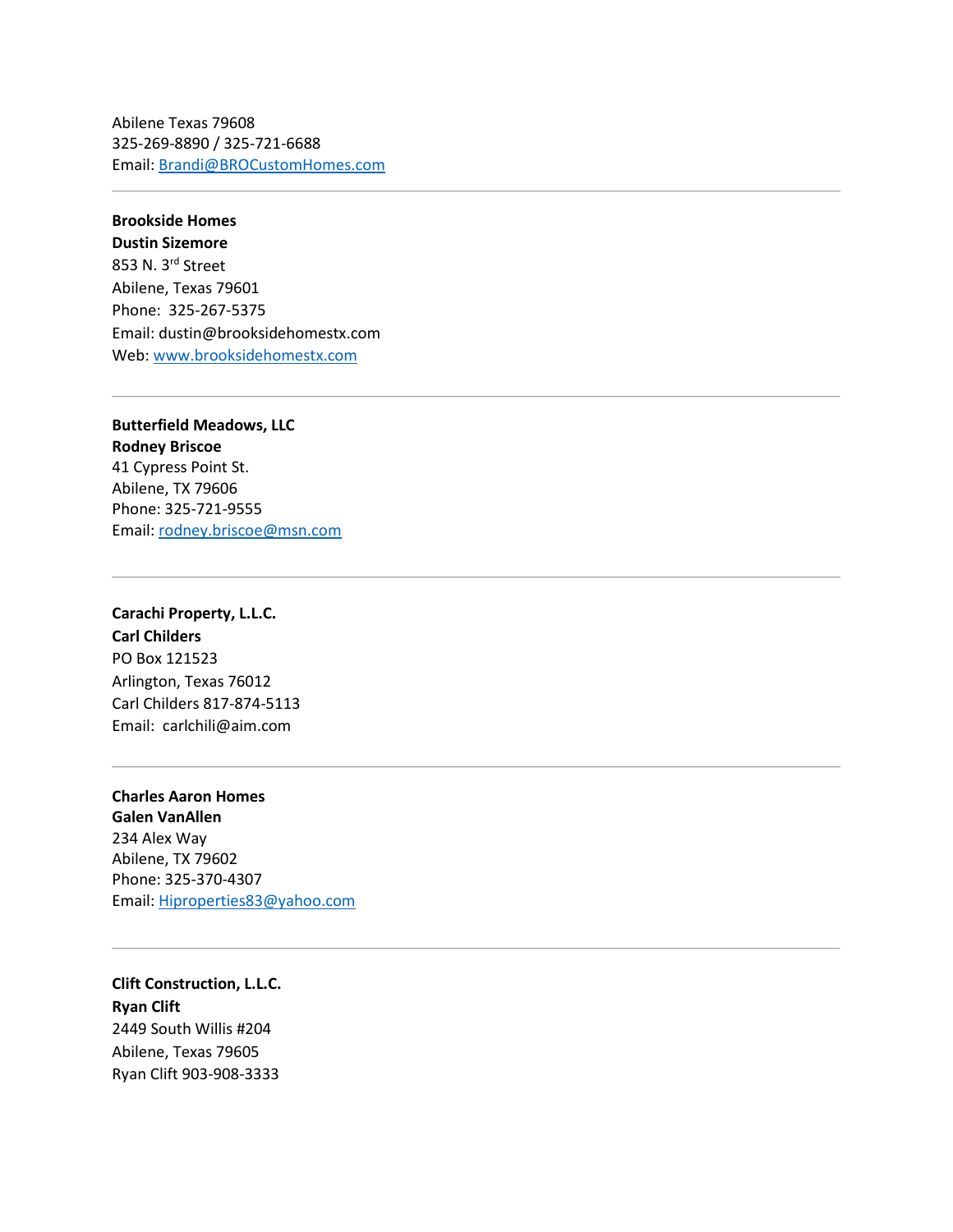Abilene Texas 79608
325-269-8890 / 325-721-6688
Email: Brandi@BROCustomHomes.com

---

**Brookside Homes**
**Dustin Sizemore**
853 N. 3rd Street
Abilene, Texas 79601
Phone: 325-267-5375
Email: dustin@brooksidehomestx.com
Web: www.brooksidehomestx.com

---

**Butterfield Meadows, LLC**
**Rodney Briscoe**
41 Cypress Point St.
Abilene, TX 79606
Phone: 325-721-9555
Email: rodney.briscoe@msn.com

---

**Carachi Property, L.L.C.**
**Carl Childers**
PO Box 121523
Arlington, Texas 76012
Carl Childers 817-874-5113
Email: carlchili@aim.com

---

**Charles Aaron Homes**
**Galen VanAllen**
234 Alex Way
Abilene, TX 79602
Phone: 325-370-4307
Email: Hiproperties83@yahoo.com

---

**Clift Construction, L.L.C.**
**Ryan Clift**
2449 South Willis #204
Abilene, Texas 79605
Ryan Clift 903-908-3333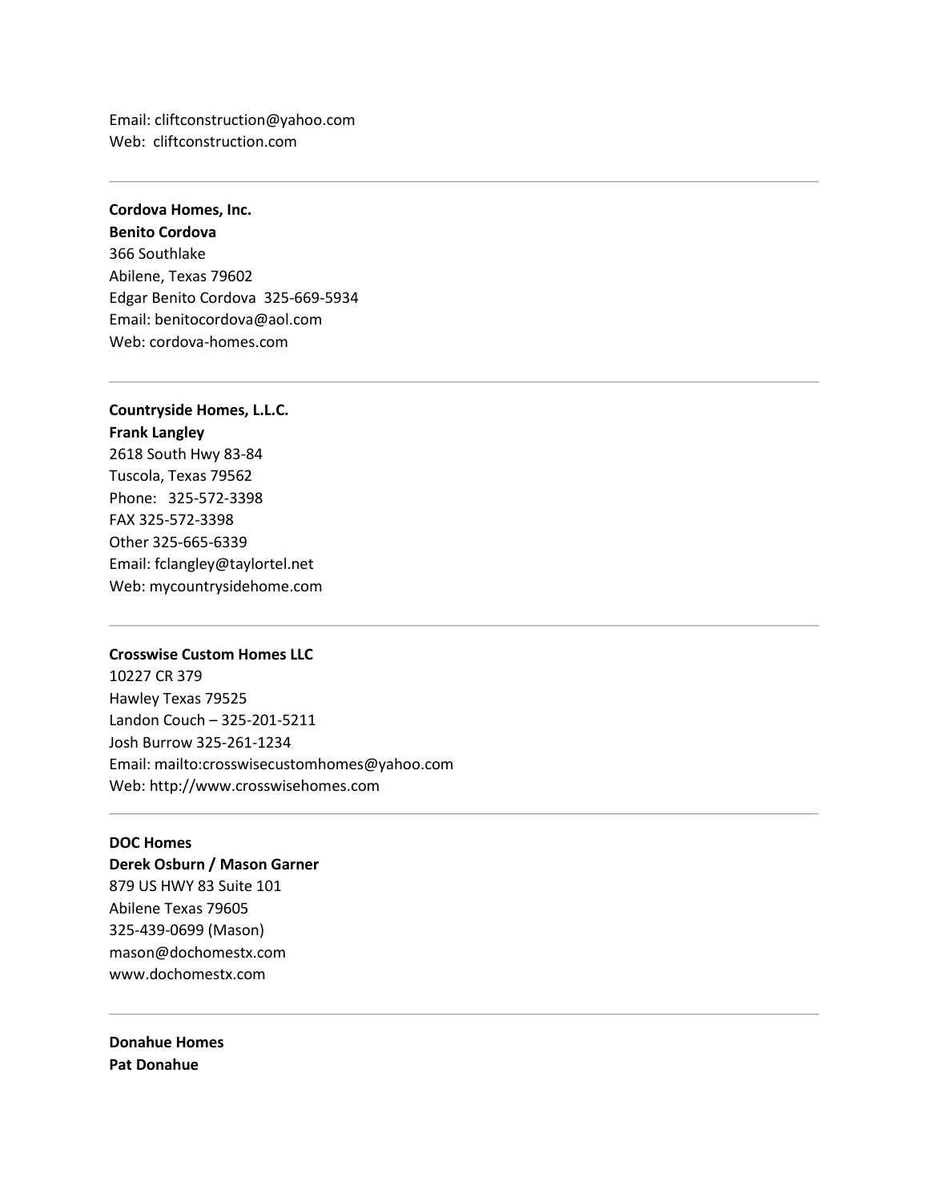Email: cliftconstruction@yahoo.com
Web: cliftconstruction.com

---

**Cordova Homes, Inc.**
**Benito Cordova**
366 Southlake
Abilene, Texas 79602
Edgar Benito Cordova 325-669-5934
Email: benitocordova@aol.com
Web: cordova-homes.com

---

**Countryside Homes, L.L.C.**
**Frank Langley**
2618 South Hwy 83-84
Tuscola, Texas 79562
Phone: 325-572-3398
FAX 325-572-3398
Other 325-665-6339
Email: fclangley@taylortel.net
Web: mycountrysidehome.com

---

**Crosswise Custom Homes LLC**
10227 CR 379
Hawley Texas 79525
Landon Couch – 325-201-5211
Josh Burrow 325-261-1234
Email: mailto:crosswisecustomhomes@yahoo.com
Web: http://www.crosswisehomes.com

---

**DOC Homes**
**Derek Osburn / Mason Garner**
879 US HWY 83 Suite 101
Abilene Texas 79605
325-439-0699 (Mason)
mason@dochomestx.com
www.dochomestx.com

---

**Donahue Homes**
**Pat Donahue**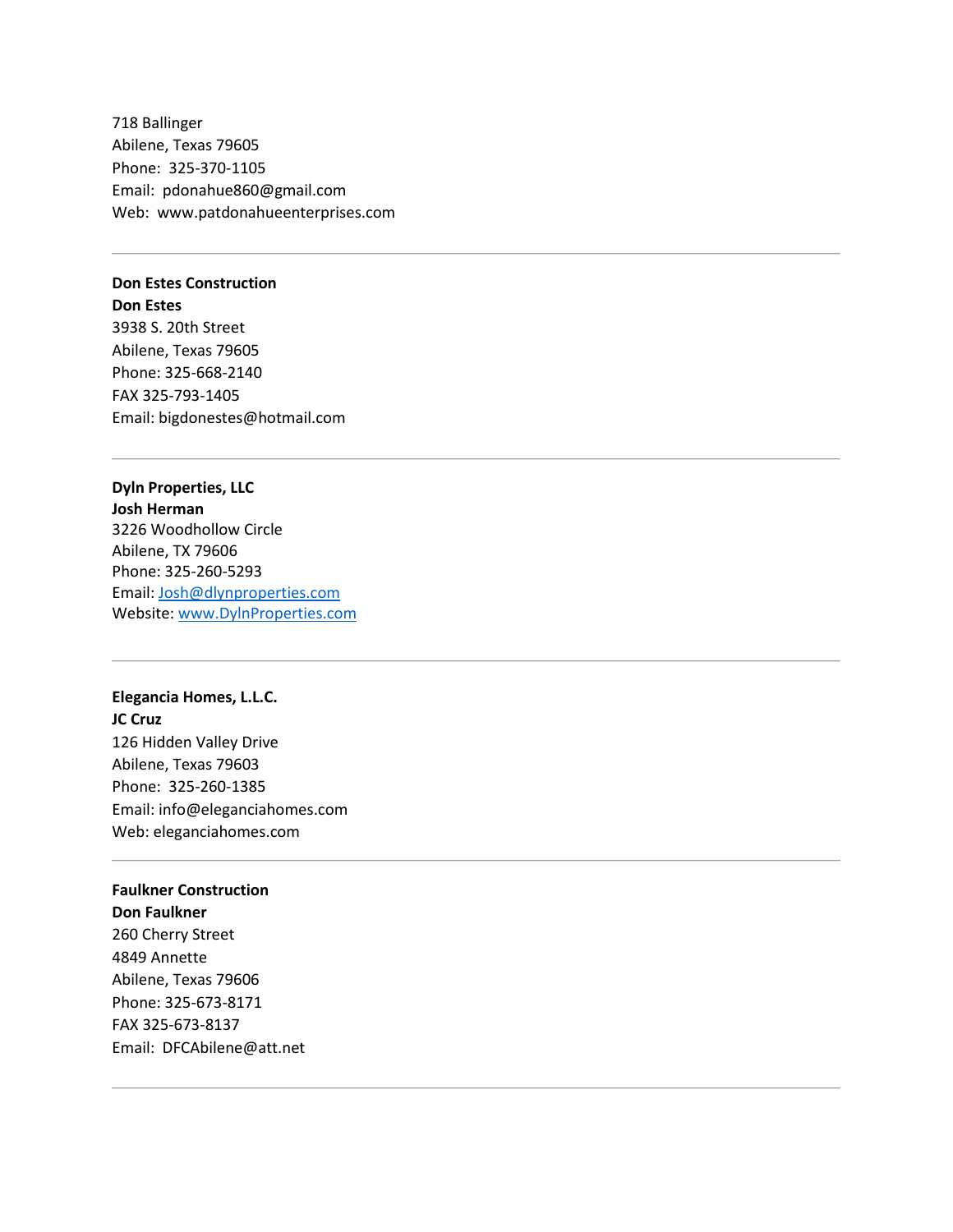718 Ballinger
Abilene, Texas 79605
Phone: 325-370-1105
Email: pdonahue860@gmail.com
Web: www.patdonahueenterprises.com

---

**Don Estes Construction**
**Don Estes**
3938 S. 20th Street
Abilene, Texas 79605
Phone: 325-668-2140
FAX 325-793-1405
Email: bigdonestes@hotmail.com

---

**Dyln Properties, LLC**
**Josh Herman**
3226 Woodhollow Circle
Abilene, TX 79606
Phone: 325-260-5293
Email: Josh@dlynproperties.com
Website: www.DylnProperties.com

---

**Elegancia Homes, L.L.C.**
**JC Cruz**
126 Hidden Valley Drive
Abilene, Texas 79603
Phone: 325-260-1385
Email: info@eleganciahomes.com
Web: eleganciahomes.com

---

**Faulkner Construction**
**Don Faulkner**
260 Cherry Street
4849 Annette
Abilene, Texas 79606
Phone: 325-673-8171
FAX 325-673-8137
Email: DFCAbilene@att.net

---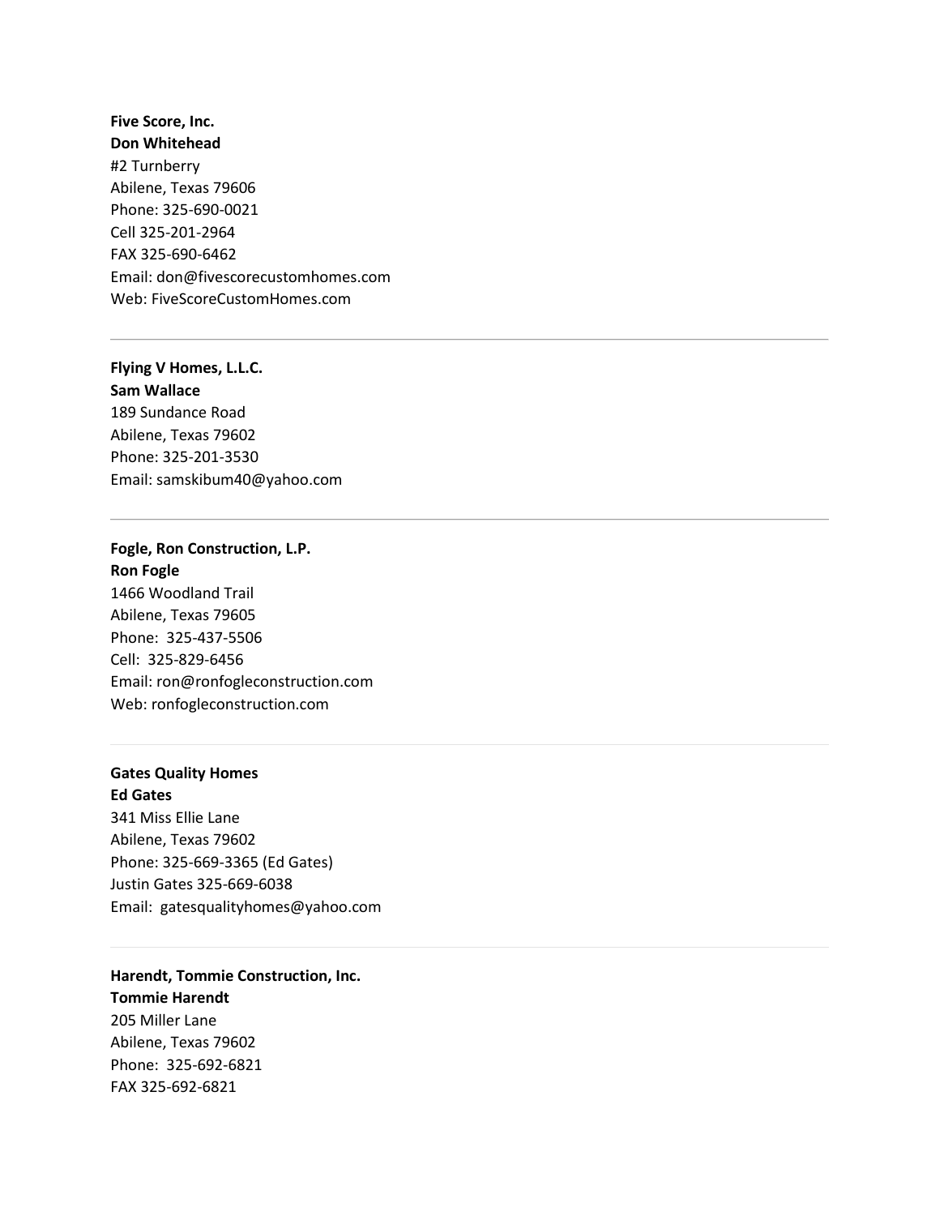**Five Score, Inc.**
**Don Whitehead**
#2 Turnberry
Abilene, Texas 79606
Phone: 325-690-0021
Cell 325-201-2964
FAX 325-690-6462
Email: don@fivescorecustomhomes.com
Web: FiveScoreCustomHomes.com

---

**Flying V Homes, L.L.C.**
**Sam Wallace**
189 Sundance Road
Abilene, Texas 79602
Phone: 325-201-3530
Email: samskibum40@yahoo.com

---

**Fogle, Ron Construction, L.P.**
**Ron Fogle**
1466 Woodland Trail
Abilene, Texas 79605
Phone: 325-437-5506
Cell: 325-829-6456
Email: ron@ronfogleconstruction.com
Web: ronfogleconstruction.com

---

**Gates Quality Homes**
**Ed Gates**
341 Miss Ellie Lane
Abilene, Texas 79602
Phone: 325-669-3365 (Ed Gates)
Justin Gates 325-669-6038
Email: gatesqualityhomes@yahoo.com

---

**Harendt, Tommie Construction, Inc.**
**Tommie Harendt**
205 Miller Lane
Abilene, Texas 79602
Phone: 325-692-6821
FAX 325-692-6821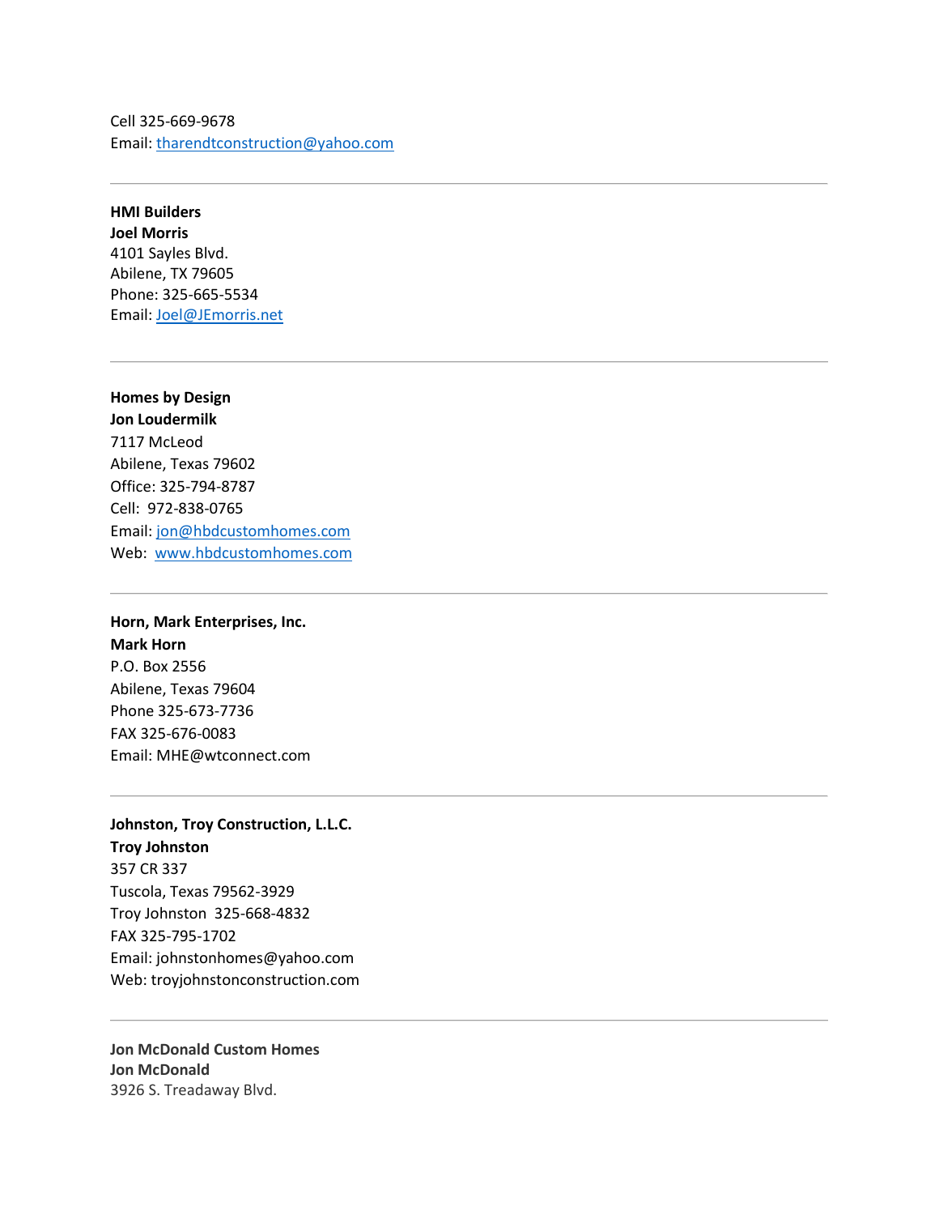Cell 325-669-9678
Email: tharendtconstruction@yahoo.com

---

**HMI Builders**
**Joel Morris**
4101 Sayles Blvd.
Abilene, TX 79605
Phone: 325-665-5534
Email: Joel@JEmorris.net

---

**Homes by Design**
**Jon Loudermilk**
7117 McLeod
Abilene, Texas 79602
Office: 325-794-8787
Cell: 972-838-0765
Email: jon@hbdcustomhomes.com
Web: www.hbdcustomhomes.com

---

**Horn, Mark Enterprises, Inc.**
**Mark Horn**
P.O. Box 2556
Abilene, Texas 79604
Phone 325-673-7736
FAX 325-676-0083
Email: MHE@wtconnect.com

---

**Johnston, Troy Construction, L.L.C.**
**Troy Johnston**
357 CR 337
Tuscola, Texas 79562-3929
Troy Johnston 325-668-4832
FAX 325-795-1702
Email: johnstonhomes@yahoo.com
Web: troyjohnstonconstruction.com

---

**Jon McDonald Custom Homes**
**Jon McDonald**
3926 S. Treadaway Blvd.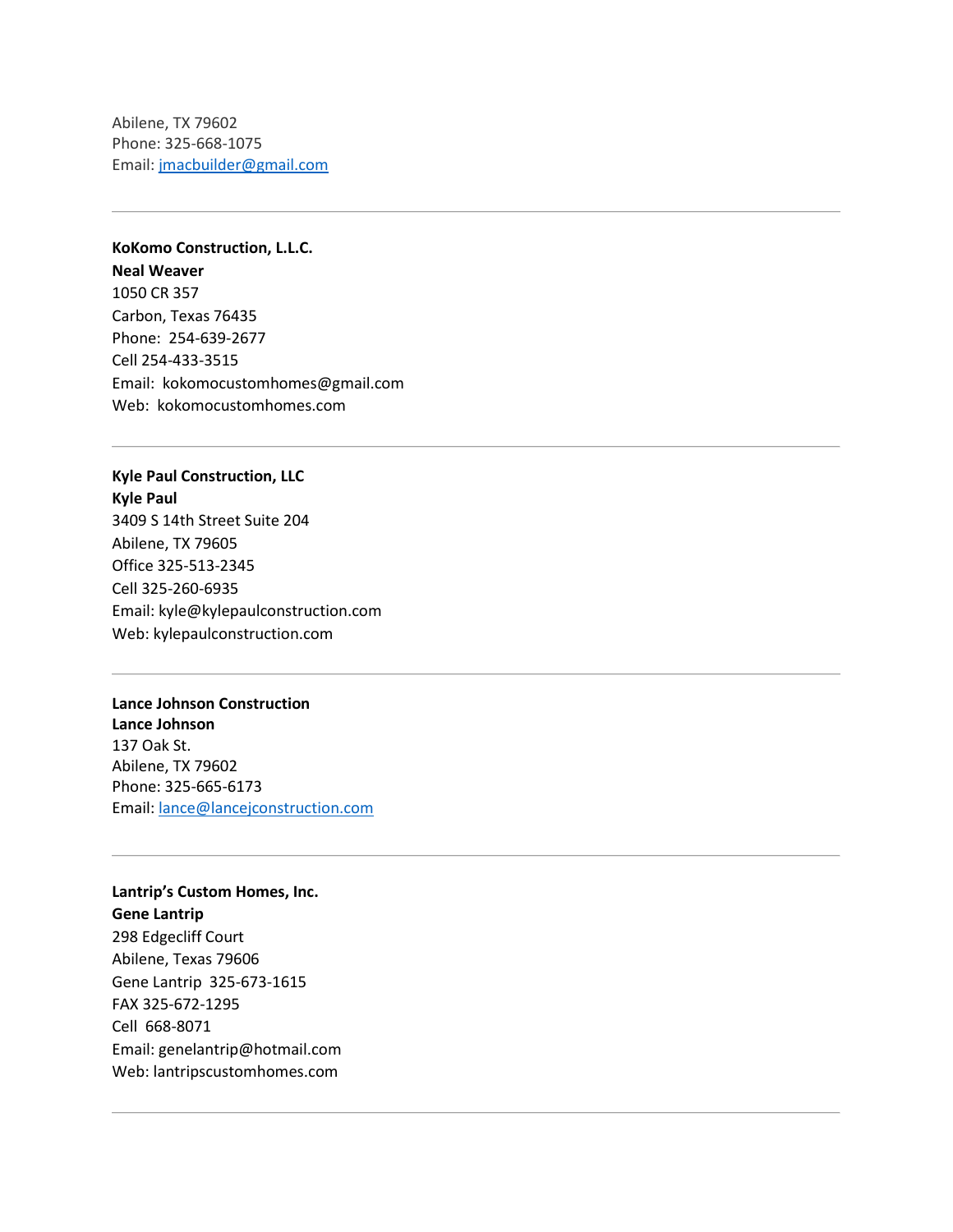Abilene, TX 79602
Phone: 325-668-1075
Email: jmacbuilder@gmail.com

---

**KoKomo Construction, L.L.C.**
**Neal Weaver**
1050 CR 357
Carbon, Texas 76435
Phone: 254-639-2677
Cell 254-433-3515
Email: kokomocustomhomes@gmail.com
Web: kokomocustomhomes.com

---

**Kyle Paul Construction, LLC**
**Kyle Paul**
3409 S 14th Street Suite 204
Abilene, TX 79605
Office 325-513-2345
Cell 325-260-6935
Email: kyle@kylepaulconstruction.com
Web: kylepaulconstruction.com

---

**Lance Johnson Construction**
**Lance Johnson**
137 Oak St.
Abilene, TX 79602
Phone: 325-665-6173
Email: lance@lancejconstruction.com

---

**Lantrip's Custom Homes, Inc.**
**Gene Lantrip**
298 Edgecliff Court
Abilene, Texas 79606
Gene Lantrip 325-673-1615
FAX 325-672-1295
Cell 668-8071
Email: genelantrip@hotmail.com
Web: lantripscustomhomes.com

---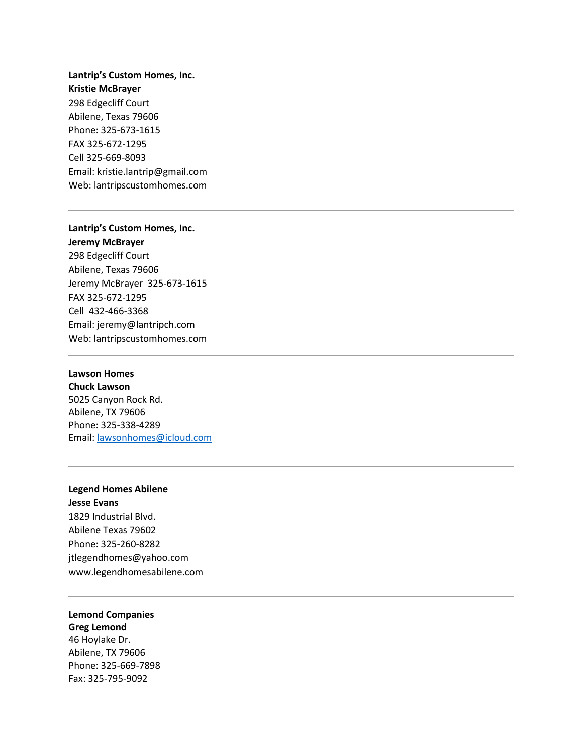**Lantrip's Custom Homes, Inc.**
**Kristie McBrayer**
298 Edgecliff Court
Abilene, Texas 79606
Phone: 325-673-1615
FAX 325-672-1295
Cell 325-669-8093
Email: kristie.lantrip@gmail.com
Web: lantripscustomhomes.com

---

**Lantrip's Custom Homes, Inc.**
**Jeremy McBrayer**
298 Edgecliff Court
Abilene, Texas 79606
Jeremy McBrayer 325-673-1615
FAX 325-672-1295
Cell 432-466-3368
Email: jeremy@lantripch.com
Web: lantripscustomhomes.com

---

**Lawson Homes**
**Chuck Lawson**
5025 Canyon Rock Rd.
Abilene, TX 79606
Phone: 325-338-4289
Email: lawsonhomes@icloud.com

---

**Legend Homes Abilene**
**Jesse Evans**
1829 Industrial Blvd.
Abilene Texas 79602
Phone: 325-260-8282
jtlegendhomes@yahoo.com
www.legendhomesabilene.com

---

**Lemond Companies**
**Greg Lemond**
46 Hoylake Dr.
Abilene, TX 79606
Phone: 325-669-7898
Fax: 325-795-9092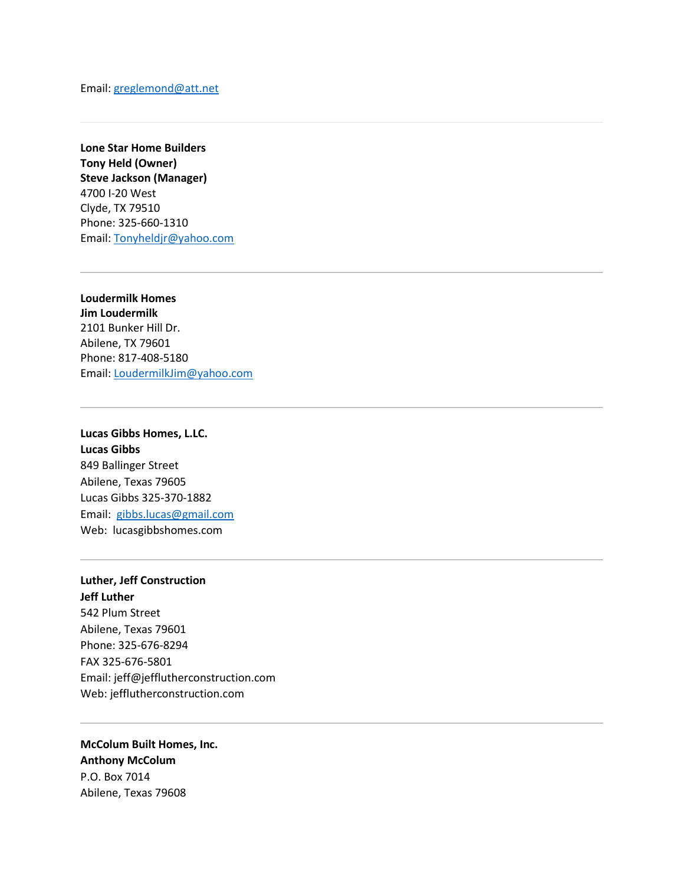Email: greglemond@att.net

---

**Lone Star Home Builders**
**Tony Held (Owner)**
**Steve Jackson (Manager)**
4700 I-20 West
Clyde, TX 79510
Phone: 325-660-1310
Email: Tonyheldjr@yahoo.com

---

**Loudermilk Homes**
**Jim Loudermilk**
2101 Bunker Hill Dr.
Abilene, TX 79601
Phone: 817-408-5180
Email: LoudermilkJim@yahoo.com

---

**Lucas Gibbs Homes, L.LC.**
**Lucas Gibbs**
849 Ballinger Street
Abilene, Texas 79605
Lucas Gibbs 325-370-1882
Email: gibbs.lucas@gmail.com
Web: lucasgibbshomes.com

---

**Luther, Jeff Construction**
**Jeff Luther**
542 Plum Street
Abilene, Texas 79601
Phone: 325-676-8294
FAX 325-676-5801
Email: jeff@jefflutherconstruction.com
Web: jefflutherconstruction.com

---

**McColum Built Homes, Inc.**
**Anthony McColum**
P.O. Box 7014
Abilene, Texas 79608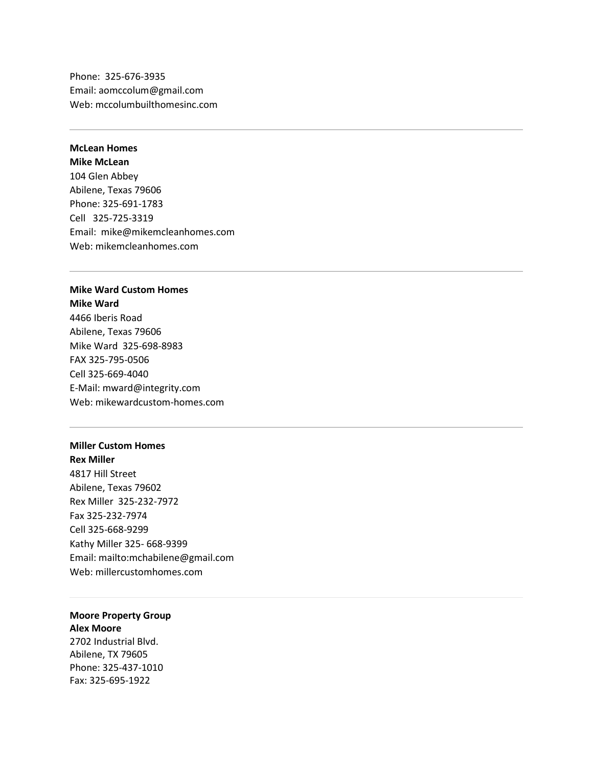Phone:  325-676-3935
Email: aomccolum@gmail.com
Web: mccolumbuilthomesinc.com

---

**McLean Homes**
**Mike McLean**
104 Glen Abbey
Abilene, Texas 79606
Phone: 325-691-1783
Cell   325-725-3319
Email:  mike@mikemcleanhomes.com
Web: mikemcleanhomes.com

---

**Mike Ward Custom Homes**
**Mike Ward**
4466 Iberis Road
Abilene, Texas 79606
Mike Ward  325-698-8983
FAX 325-795-0506
Cell 325-669-4040
E-Mail: mward@integrity.com
Web: mikewardcustom-homes.com

---

**Miller Custom Homes**
**Rex Miller**
4817 Hill Street
Abilene, Texas 79602
Rex Miller  325-232-7972
Fax 325-232-7974
Cell 325-668-9299
Kathy Miller 325- 668-9399
Email: mailto:mchabilene@gmail.com
Web: millercustomhomes.com

---

**Moore Property Group**
**Alex Moore**
2702 Industrial Blvd.
Abilene, TX 79605
Phone: 325-437-1010
Fax: 325-695-1922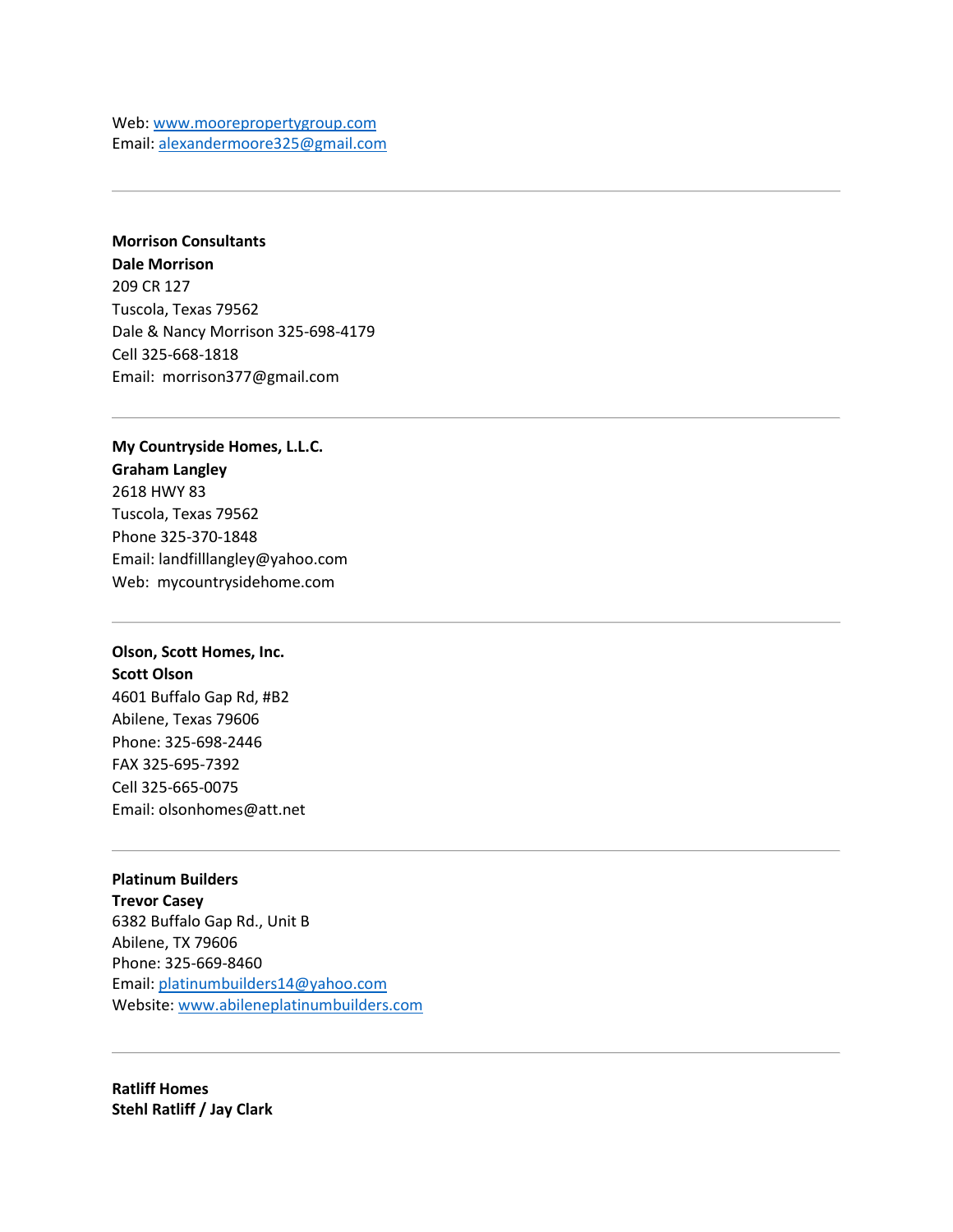Web: www.moorepropertygroup.com
Email: alexandermoore325@gmail.com

---

**Morrison Consultants**
**Dale Morrison**
209 CR 127
Tuscola, Texas 79562
Dale & Nancy Morrison 325-698-4179
Cell 325-668-1818
Email: morrison377@gmail.com

---

**My Countryside Homes, L.L.C.**
**Graham Langley**
2618 HWY 83
Tuscola, Texas 79562
Phone 325-370-1848
Email: landfilllangley@yahoo.com
Web: mycountrysidehome.com

---

**Olson, Scott Homes, Inc.**
**Scott Olson**
4601 Buffalo Gap Rd, #B2
Abilene, Texas 79606
Phone: 325-698-2446
FAX 325-695-7392
Cell 325-665-0075
Email: olsonhomes@att.net

---

**Platinum Builders**
**Trevor Casey**
6382 Buffalo Gap Rd., Unit B
Abilene, TX 79606
Phone: 325-669-8460
Email: platinumbuilders14@yahoo.com
Website: www.abileneplatinumbuilders.com

---

**Ratliff Homes**
**Stehl Ratliff / Jay Clark**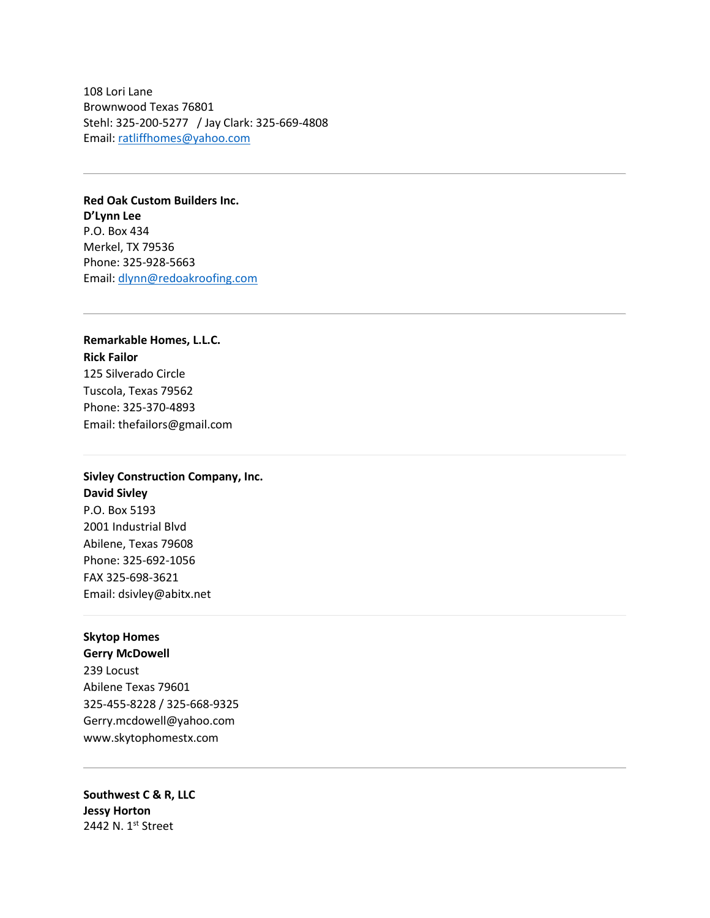108 Lori Lane
Brownwood Texas 76801
Stehl: 325-200-5277 / Jay Clark: 325-669-4808
Email: ratliffhomes@yahoo.com

---

**Red Oak Custom Builders Inc.**
**D'Lynn Lee**
P.O. Box 434
Merkel, TX 79536
Phone: 325-928-5663
Email: dlynn@redoakroofing.com

---

**Remarkable Homes, L.L.C.**
**Rick Failor**
125 Silverado Circle
Tuscola, Texas 79562
Phone: 325-370-4893
Email: thefailors@gmail.com

---

**Sivley Construction Company, Inc.**
**David Sivley**
P.O. Box 5193
2001 Industrial Blvd
Abilene, Texas 79608
Phone: 325-692-1056
FAX 325-698-3621
Email: dsivley@abitx.net

---

**Skytop Homes**
**Gerry McDowell**
239 Locust
Abilene Texas 79601
325-455-8228 / 325-668-9325
Gerry.mcdowell@yahoo.com
www.skytophomestx.com

---

**Southwest C & R, LLC**
**Jessy Horton**
2442 N. 1st Street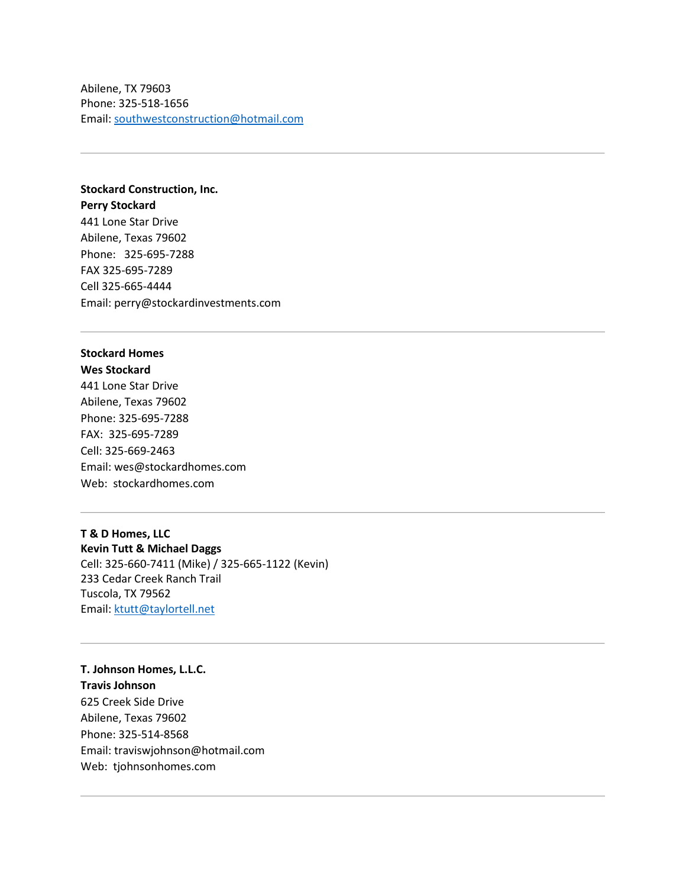Abilene, TX 79603
Phone: 325-518-1656
Email: southwestconstruction@hotmail.com

---

**Stockard Construction, Inc.**
**Perry Stockard**
441 Lone Star Drive
Abilene, Texas 79602
Phone: 325-695-7288
FAX 325-695-7289
Cell 325-665-4444
Email: perry@stockardinvestments.com

---

**Stockard Homes**
**Wes Stockard**
441 Lone Star Drive
Abilene, Texas 79602
Phone: 325-695-7288
FAX: 325-695-7289
Cell: 325-669-2463
Email: wes@stockardhomes.com
Web: stockardhomes.com

---

**T & D Homes, LLC**
**Kevin Tutt & Michael Daggs**
Cell: 325-660-7411 (Mike) / 325-665-1122 (Kevin)
233 Cedar Creek Ranch Trail
Tuscola, TX 79562
Email: ktutt@taylortell.net

---

**T. Johnson Homes, L.L.C.**
**Travis Johnson**
625 Creek Side Drive
Abilene, Texas 79602
Phone: 325-514-8568
Email: traviswjohnson@hotmail.com
Web: tjohnsonhomes.com

---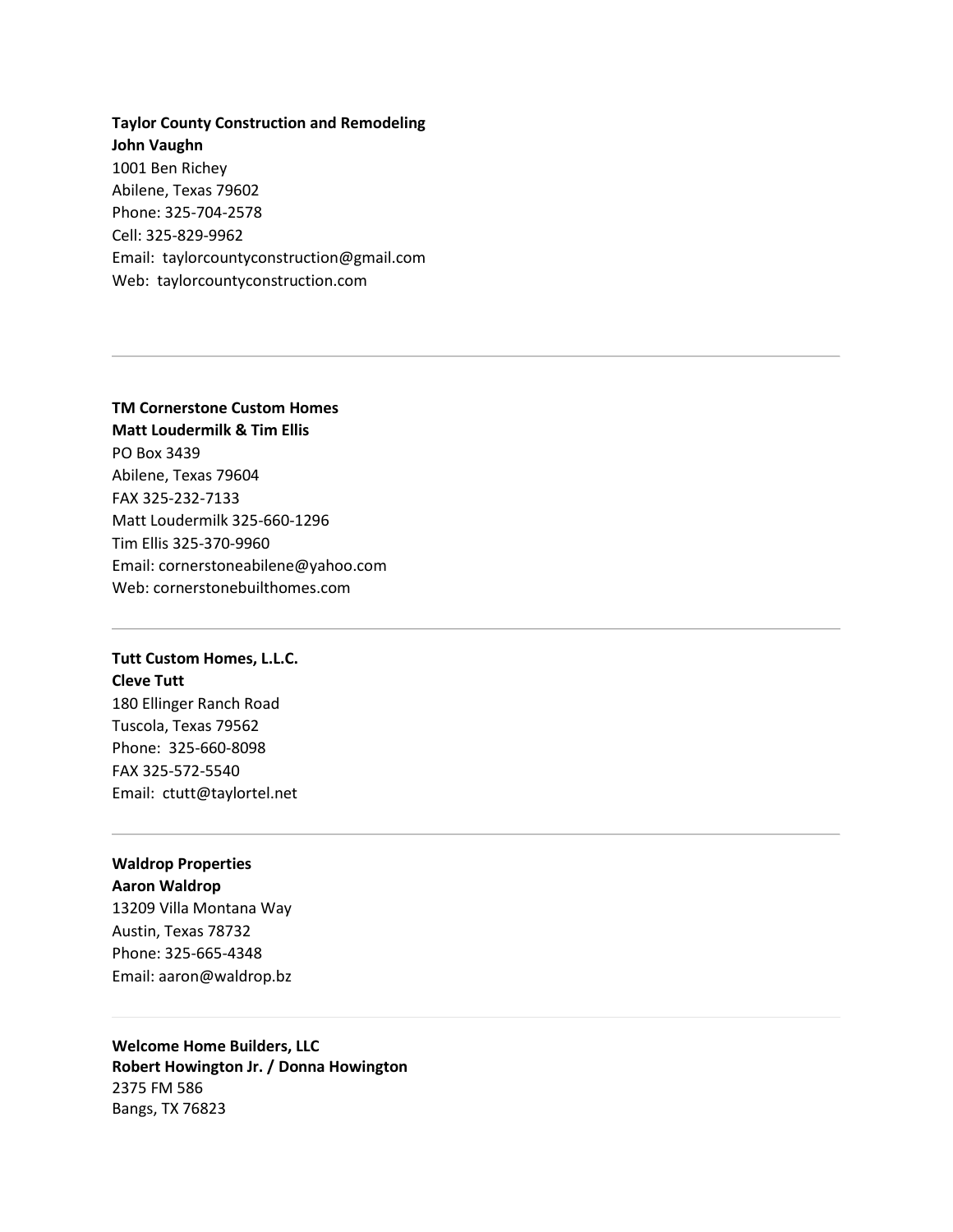**Taylor County Construction and Remodeling**
**John Vaughn**
1001 Ben Richey
Abilene, Texas 79602
Phone: 325-704-2578
Cell: 325-829-9962
Email: taylorcountyconstruction@gmail.com
Web: taylorcountyconstruction.com

---

**TM Cornerstone Custom Homes**
**Matt Loudermilk & Tim Ellis**
PO Box 3439
Abilene, Texas 79604
FAX 325-232-7133
Matt Loudermilk 325-660-1296
Tim Ellis 325-370-9960
Email: cornerstoneabilene@yahoo.com
Web: cornerstonebuilthomes.com

---

**Tutt Custom Homes, L.L.C.**
**Cleve Tutt**
180 Ellinger Ranch Road
Tuscola, Texas 79562
Phone: 325-660-8098
FAX 325-572-5540
Email: ctutt@taylortel.net

---

**Waldrop Properties**
**Aaron Waldrop**
13209 Villa Montana Way
Austin, Texas 78732
Phone: 325-665-4348
Email: aaron@waldrop.bz

---

**Welcome Home Builders, LLC**
**Robert Howington Jr. / Donna Howington**
2375 FM 586
Bangs, TX 76823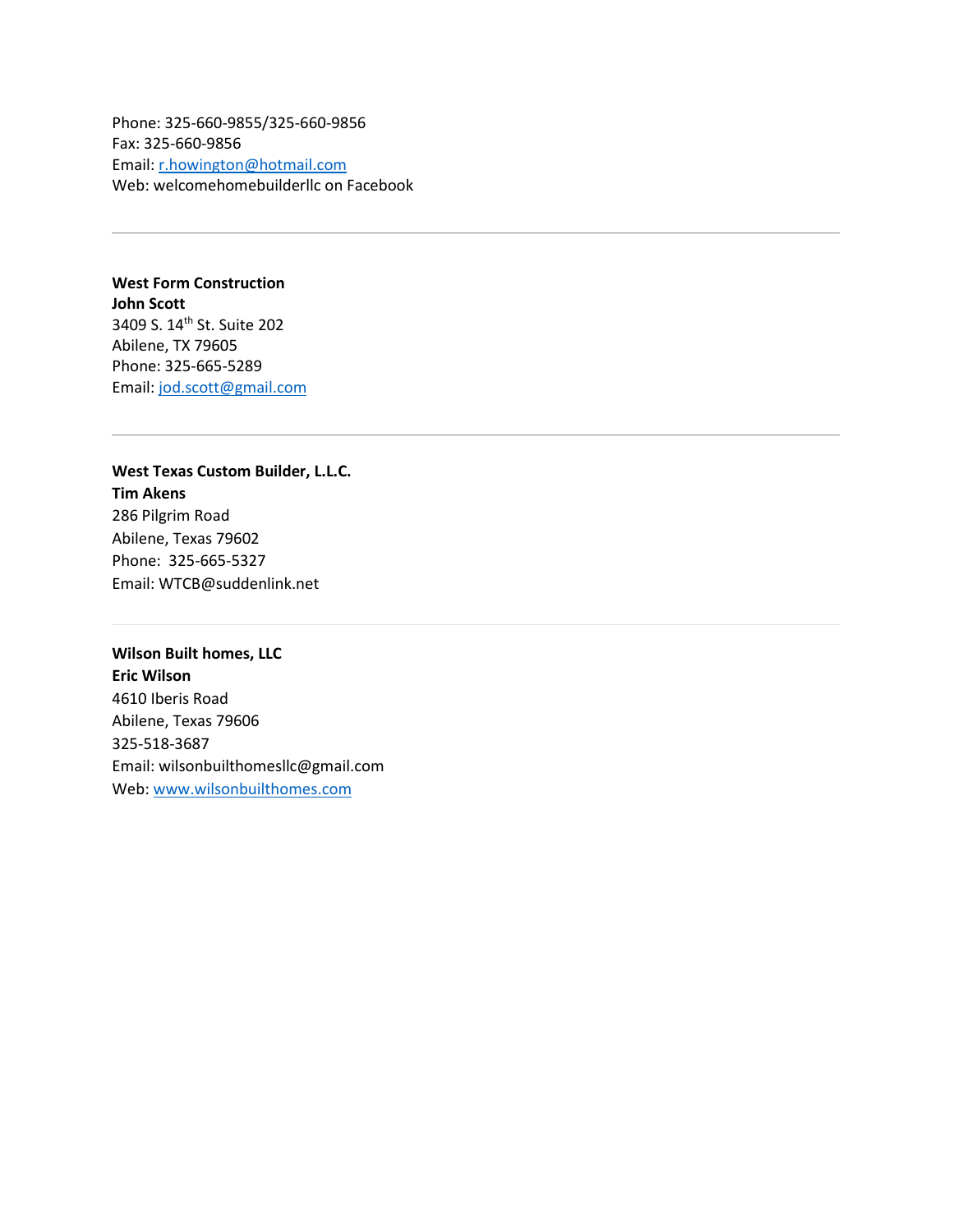Phone: 325-660-9855/325-660-9856
Fax: 325-660-9856
Email: r.howington@hotmail.com
Web: welcomehomebuilderllc on Facebook

---

**West Form Construction**
**John Scott**
3409 S. 14th St. Suite 202
Abilene, TX 79605
Phone: 325-665-5289
Email: jod.scott@gmail.com

---

**West Texas Custom Builder, L.L.C.**
**Tim Akens**
286 Pilgrim Road
Abilene, Texas 79602
Phone: 325-665-5327
Email: WTCB@suddenlink.net

---

**Wilson Built homes, LLC**
**Eric Wilson**
4610 Iberis Road
Abilene, Texas 79606
325-518-3687
Email: wilsonbuilthomesllc@gmail.com
Web: www.wilsonbuilthomes.com